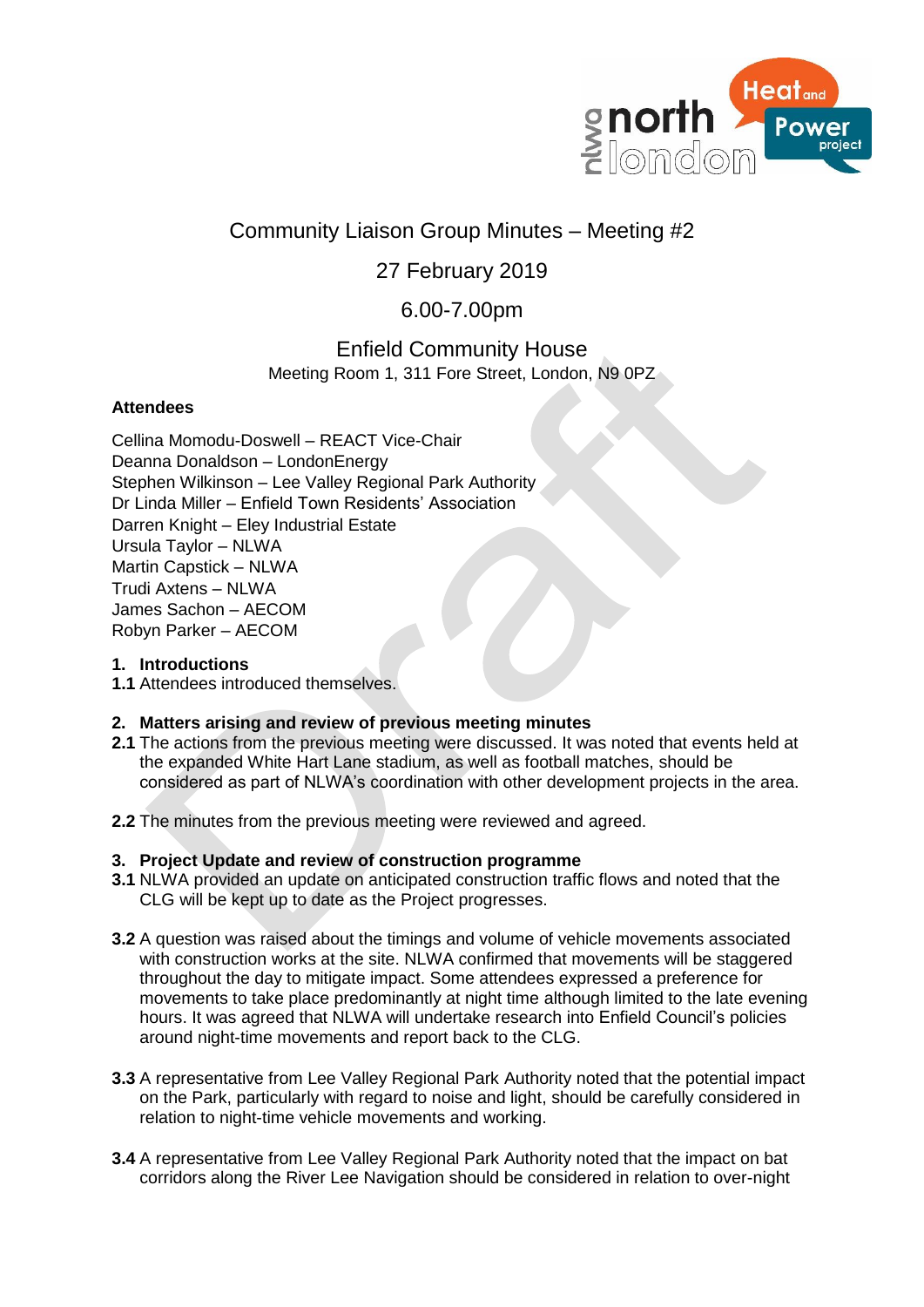# Community Liaison Group Minutes – Meeting #2

## 27 February 2019

## 6.00-7.00pm

## Enfield Community House

Meeting Room 1, 311 Fore Street, London, N9 0PZ

**Attendees**

Cellina Momodu-Doswell – REACT Vice-Chair
Deanna Donaldson – LondonEnergy
Stephen Wilkinson – Lee Valley Regional Park Authority
Dr Linda Miller – Enfield Town Residents' Association
Darren Knight – Eley Industrial Estate
Ursula Taylor – NLWA
Martin Capstick – NLWA
Trudi Axtens – NLWA
James Sachon – AECOM
Robyn Parker – AECOM

**1. Introductions**

**1.1** Attendees introduced themselves.

**2. Matters arising and review of previous meeting minutes**

**2.1** The actions from the previous meeting were discussed. It was noted that events held at the expanded White Hart Lane stadium, as well as football matches, should be considered as part of NLWA's coordination with other development projects in the area.

**2.2** The minutes from the previous meeting were reviewed and agreed.

**3. Project Update and review of construction programme**

**3.1** NLWA provided an update on anticipated construction traffic flows and noted that the CLG will be kept up to date as the Project progresses.

**3.2** A question was raised about the timings and volume of vehicle movements associated with construction works at the site. NLWA confirmed that movements will be staggered throughout the day to mitigate impact. Some attendees expressed a preference for movements to take place predominantly at night time although limited to the late evening hours. It was agreed that NLWA will undertake research into Enfield Council's policies around night-time movements and report back to the CLG.

**3.3** A representative from Lee Valley Regional Park Authority noted that the potential impact on the Park, particularly with regard to noise and light, should be carefully considered in relation to night-time vehicle movements and working.

**3.4** A representative from Lee Valley Regional Park Authority noted that the impact on bat corridors along the River Lee Navigation should be considered in relation to over-night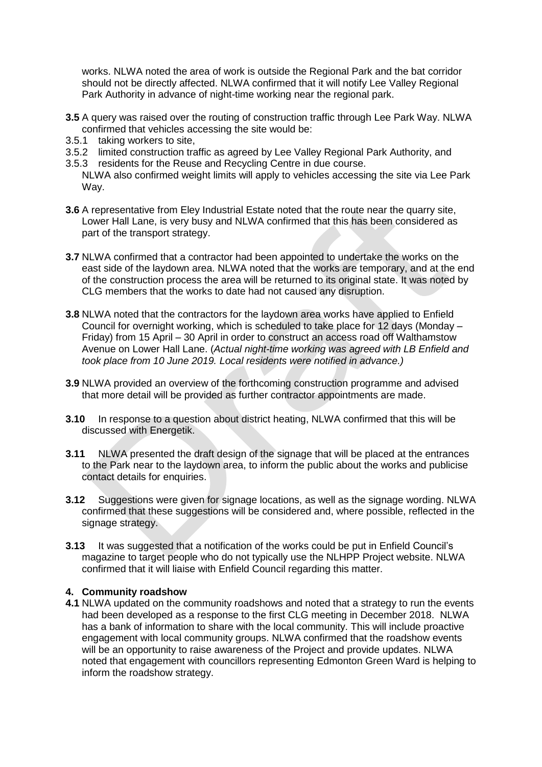works. NLWA noted the area of work is outside the Regional Park and the bat corridor should not be directly affected. NLWA confirmed that it will notify Lee Valley Regional Park Authority in advance of night-time working near the regional park.

**3.5** A query was raised over the routing of construction traffic through Lee Park Way. NLWA confirmed that vehicles accessing the site would be:

3.5.1 taking workers to site,
3.5.2 limited construction traffic as agreed by Lee Valley Regional Park Authority, and
3.5.3 residents for the Reuse and Recycling Centre in due course.

NLWA also confirmed weight limits will apply to vehicles accessing the site via Lee Park Way.

**3.6** A representative from Eley Industrial Estate noted that the route near the quarry site, Lower Hall Lane, is very busy and NLWA confirmed that this has been considered as part of the transport strategy.

**3.7** NLWA confirmed that a contractor had been appointed to undertake the works on the east side of the laydown area. NLWA noted that the works are temporary, and at the end of the construction process the area will be returned to its original state. It was noted by CLG members that the works to date had not caused any disruption.

**3.8** NLWA noted that the contractors for the laydown area works have applied to Enfield Council for overnight working, which is scheduled to take place for 12 days (Monday – Friday) from 15 April – 30 April in order to construct an access road off Walthamstow Avenue on Lower Hall Lane. (*Actual night-time working was agreed with LB Enfield and took place from 10 June 2019. Local residents were notified in advance.)*

**3.9** NLWA provided an overview of the forthcoming construction programme and advised that more detail will be provided as further contractor appointments are made.

**3.10** In response to a question about district heating, NLWA confirmed that this will be discussed with Energetik.

**3.11** NLWA presented the draft design of the signage that will be placed at the entrances to the Park near to the laydown area, to inform the public about the works and publicise contact details for enquiries.

**3.12** Suggestions were given for signage locations, as well as the signage wording. NLWA confirmed that these suggestions will be considered and, where possible, reflected in the signage strategy.

**3.13** It was suggested that a notification of the works could be put in Enfield Council's magazine to target people who do not typically use the NLHPP Project website. NLWA confirmed that it will liaise with Enfield Council regarding this matter.

## 4. Community roadshow

**4.1** NLWA updated on the community roadshows and noted that a strategy to run the events had been developed as a response to the first CLG meeting in December 2018. NLWA has a bank of information to share with the local community. This will include proactive engagement with local community groups. NLWA confirmed that the roadshow events will be an opportunity to raise awareness of the Project and provide updates. NLWA noted that engagement with councillors representing Edmonton Green Ward is helping to inform the roadshow strategy.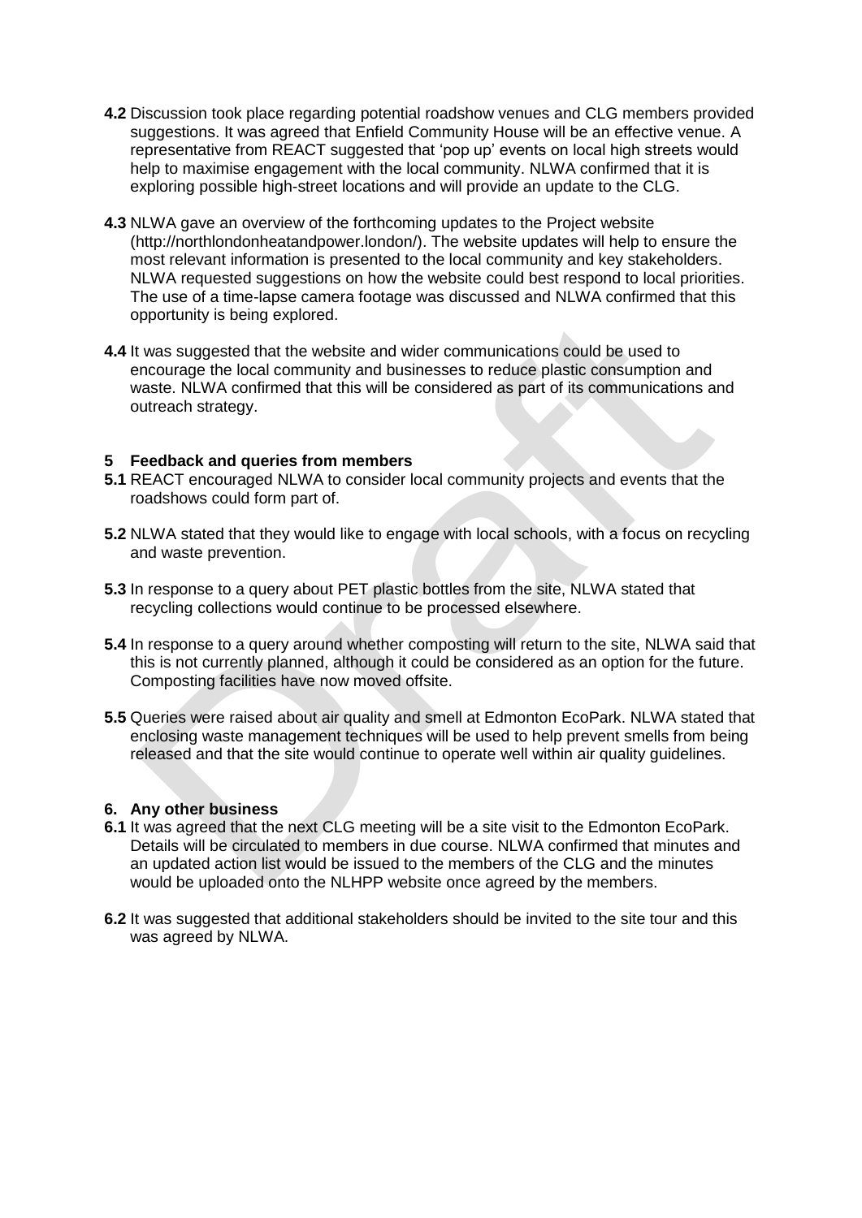**4.2** Discussion took place regarding potential roadshow venues and CLG members provided suggestions. It was agreed that Enfield Community House will be an effective venue. A representative from REACT suggested that 'pop up' events on local high streets would help to maximise engagement with the local community. NLWA confirmed that it is exploring possible high-street locations and will provide an update to the CLG.

**4.3** NLWA gave an overview of the forthcoming updates to the Project website (http://northlondonheatandpower.london/). The website updates will help to ensure the most relevant information is presented to the local community and key stakeholders. NLWA requested suggestions on how the website could best respond to local priorities. The use of a time-lapse camera footage was discussed and NLWA confirmed that this opportunity is being explored.

**4.4** It was suggested that the website and wider communications could be used to encourage the local community and businesses to reduce plastic consumption and waste. NLWA confirmed that this will be considered as part of its communications and outreach strategy.

## 5 Feedback and queries from members

**5.1** REACT encouraged NLWA to consider local community projects and events that the roadshows could form part of.

**5.2** NLWA stated that they would like to engage with local schools, with a focus on recycling and waste prevention.

**5.3** In response to a query about PET plastic bottles from the site, NLWA stated that recycling collections would continue to be processed elsewhere.

**5.4** In response to a query around whether composting will return to the site, NLWA said that this is not currently planned, although it could be considered as an option for the future. Composting facilities have now moved offsite.

**5.5** Queries were raised about air quality and smell at Edmonton EcoPark. NLWA stated that enclosing waste management techniques will be used to help prevent smells from being released and that the site would continue to operate well within air quality guidelines.

## 6. Any other business

**6.1** It was agreed that the next CLG meeting will be a site visit to the Edmonton EcoPark. Details will be circulated to members in due course. NLWA confirmed that minutes and an updated action list would be issued to the members of the CLG and the minutes would be uploaded onto the NLHPP website once agreed by the members.

**6.2** It was suggested that additional stakeholders should be invited to the site tour and this was agreed by NLWA.